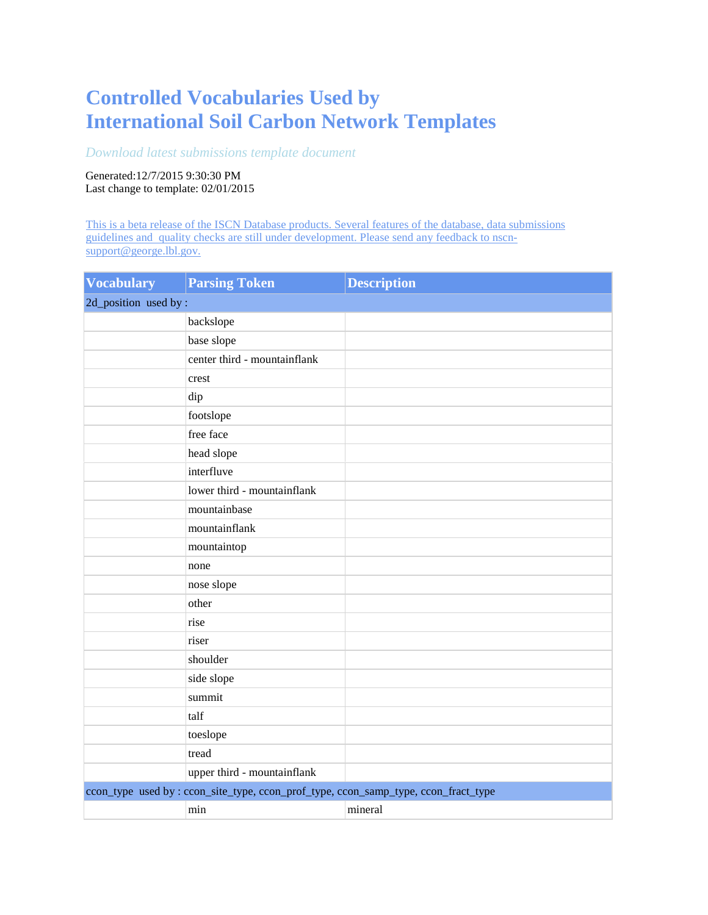# Controlled Vocabularies Used by International Soil Carbon Network Templates

*Download latest submissions template document*

Generated:12/7/2015 9:30:30 PM
Last change to template: 02/01/2015

This is a beta release of the ISCN Database products. Several features of the database, data submissions guidelines and quality checks are still under development. Please send any feedback to nscn-support@george.lbl.gov.

| Vocabulary | Parsing Token | Description |
|---|---|---|
| 2d_position used by : | | |
| | backslope | |
| | base slope | |
| | center third - mountainflank | |
| | crest | |
| | dip | |
| | footslope | |
| | free face | |
| | head slope | |
| | interfluve | |
| | lower third - mountainflank | |
| | mountainbase | |
| | mountainflank | |
| | mountaintop | |
| | none | |
| | nose slope | |
| | other | |
| | rise | |
| | riser | |
| | shoulder | |
| | side slope | |
| | summit | |
| | talf | |
| | toeslope | |
| | tread | |
| | upper third - mountainflank | |
| ccon_type used by : ccon_site_type, ccon_prof_type, ccon_samp_type, ccon_fract_type | | |
| | min | mineral |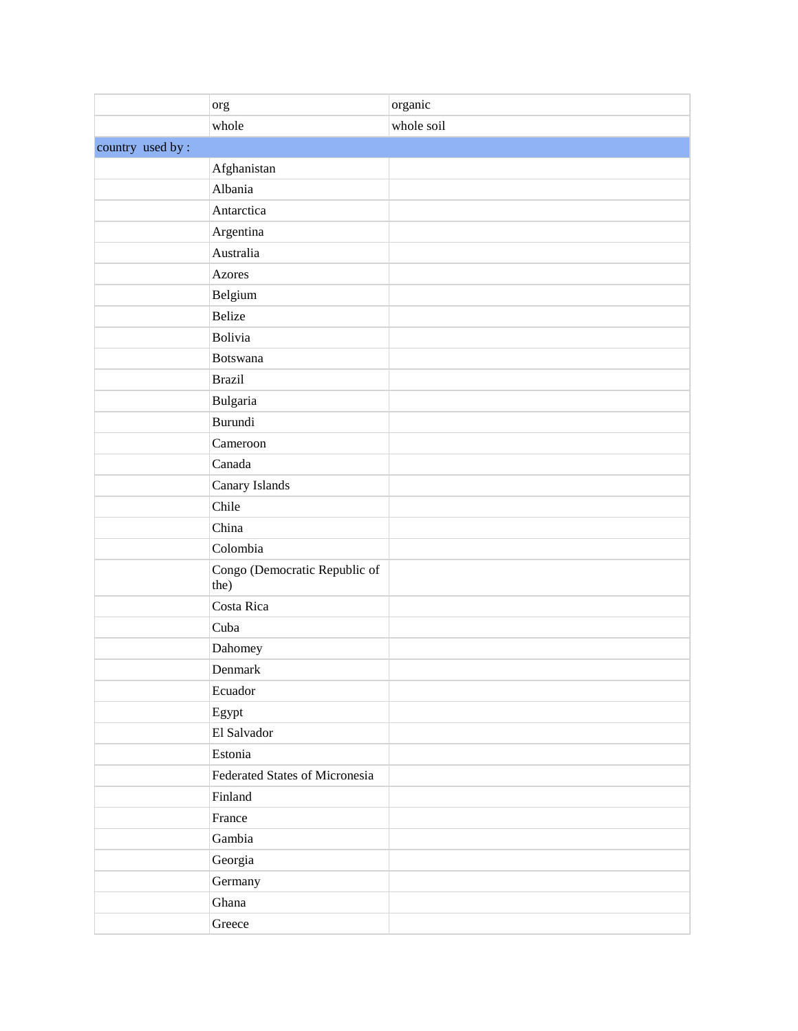| | | |
|---|---|---|
| | org | organic |
| | whole | whole soil |
| country used by : | | |
| | Afghanistan | |
| | Albania | |
| | Antarctica | |
| | Argentina | |
| | Australia | |
| | Azores | |
| | Belgium | |
| | Belize | |
| | Bolivia | |
| | Botswana | |
| | Brazil | |
| | Bulgaria | |
| | Burundi | |
| | Cameroon | |
| | Canada | |
| | Canary Islands | |
| | Chile | |
| | China | |
| | Colombia | |
| | Congo (Democratic Republic of the) | |
| | Costa Rica | |
| | Cuba | |
| | Dahomey | |
| | Denmark | |
| | Ecuador | |
| | Egypt | |
| | El Salvador | |
| | Estonia | |
| | Federated States of Micronesia | |
| | Finland | |
| | France | |
| | Gambia | |
| | Georgia | |
| | Germany | |
| | Ghana | |
| | Greece | |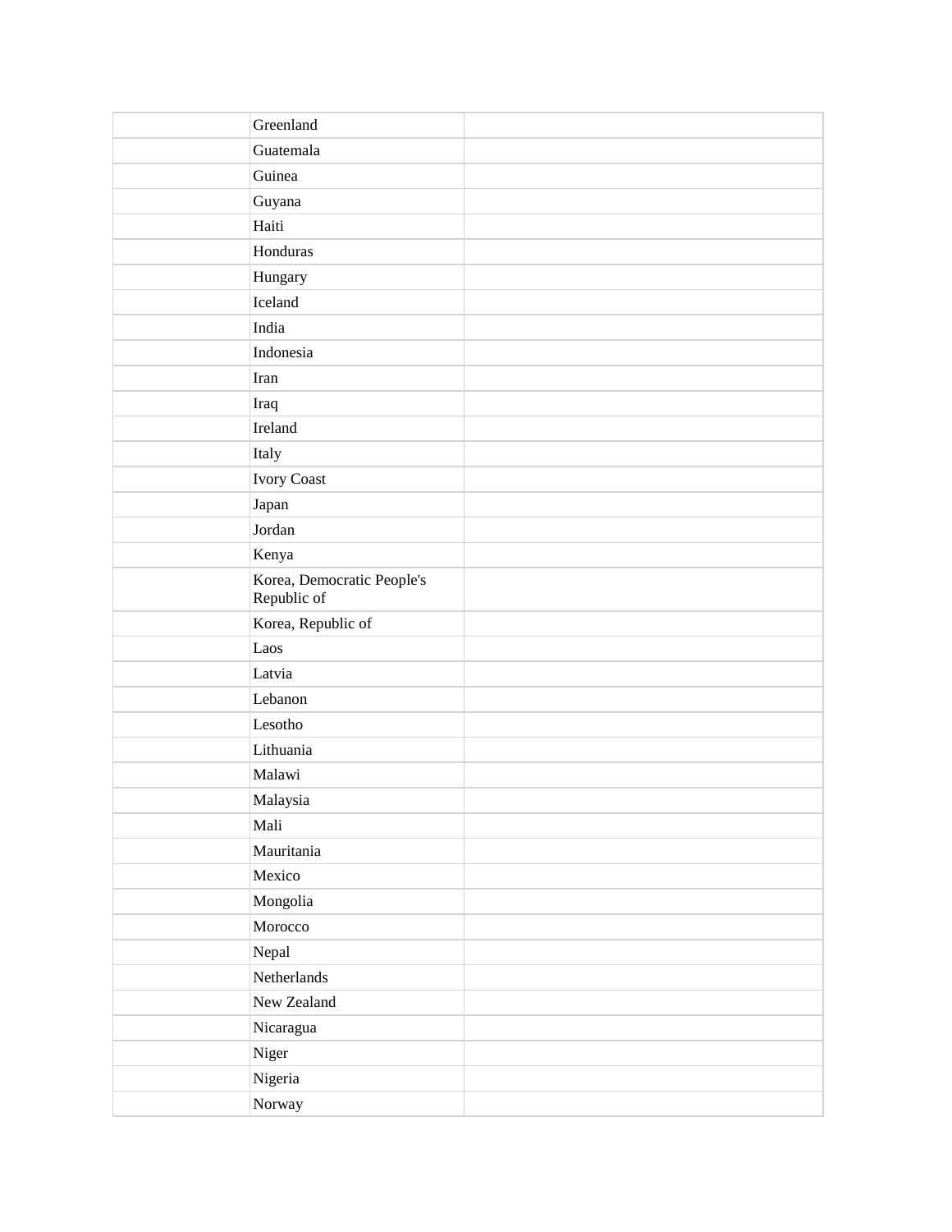| | | |
|---|---|---|
| | Greenland | |
| | Guatemala | |
| | Guinea | |
| | Guyana | |
| | Haiti | |
| | Honduras | |
| | Hungary | |
| | Iceland | |
| | India | |
| | Indonesia | |
| | Iran | |
| | Iraq | |
| | Ireland | |
| | Italy | |
| | Ivory Coast | |
| | Japan | |
| | Jordan | |
| | Kenya | |
| | Korea, Democratic People's Republic of | |
| | Korea, Republic of | |
| | Laos | |
| | Latvia | |
| | Lebanon | |
| | Lesotho | |
| | Lithuania | |
| | Malawi | |
| | Malaysia | |
| | Mali | |
| | Mauritania | |
| | Mexico | |
| | Mongolia | |
| | Morocco | |
| | Nepal | |
| | Netherlands | |
| | New Zealand | |
| | Nicaragua | |
| | Niger | |
| | Nigeria | |
| | Norway | |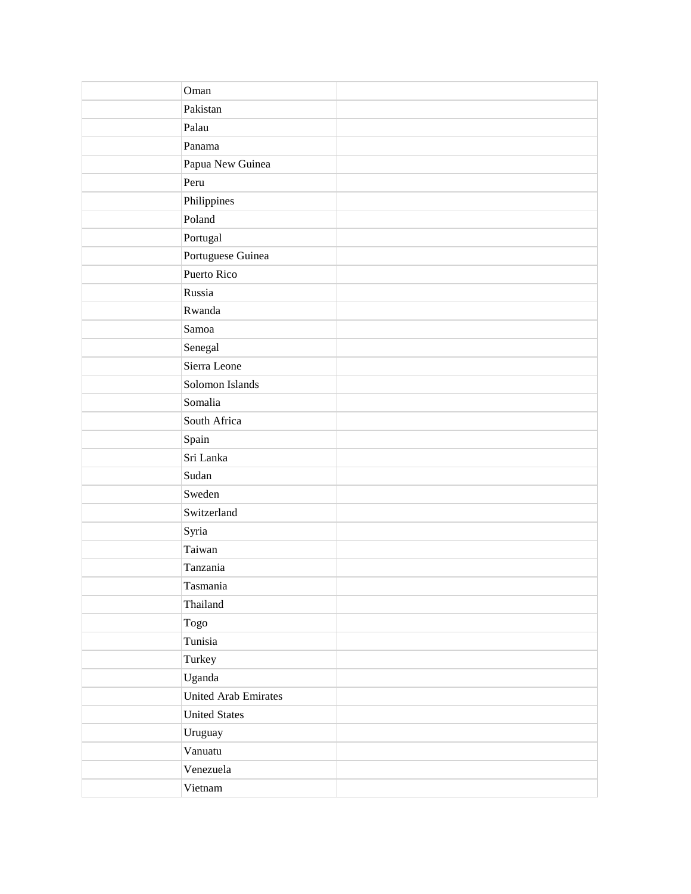| | | |
|---|---|---|
| | Oman | |
| | Pakistan | |
| | Palau | |
| | Panama | |
| | Papua New Guinea | |
| | Peru | |
| | Philippines | |
| | Poland | |
| | Portugal | |
| | Portuguese Guinea | |
| | Puerto Rico | |
| | Russia | |
| | Rwanda | |
| | Samoa | |
| | Senegal | |
| | Sierra Leone | |
| | Solomon Islands | |
| | Somalia | |
| | South Africa | |
| | Spain | |
| | Sri Lanka | |
| | Sudan | |
| | Sweden | |
| | Switzerland | |
| | Syria | |
| | Taiwan | |
| | Tanzania | |
| | Tasmania | |
| | Thailand | |
| | Togo | |
| | Tunisia | |
| | Turkey | |
| | Uganda | |
| | United Arab Emirates | |
| | United States | |
| | Uruguay | |
| | Vanuatu | |
| | Venezuela | |
| | Vietnam | |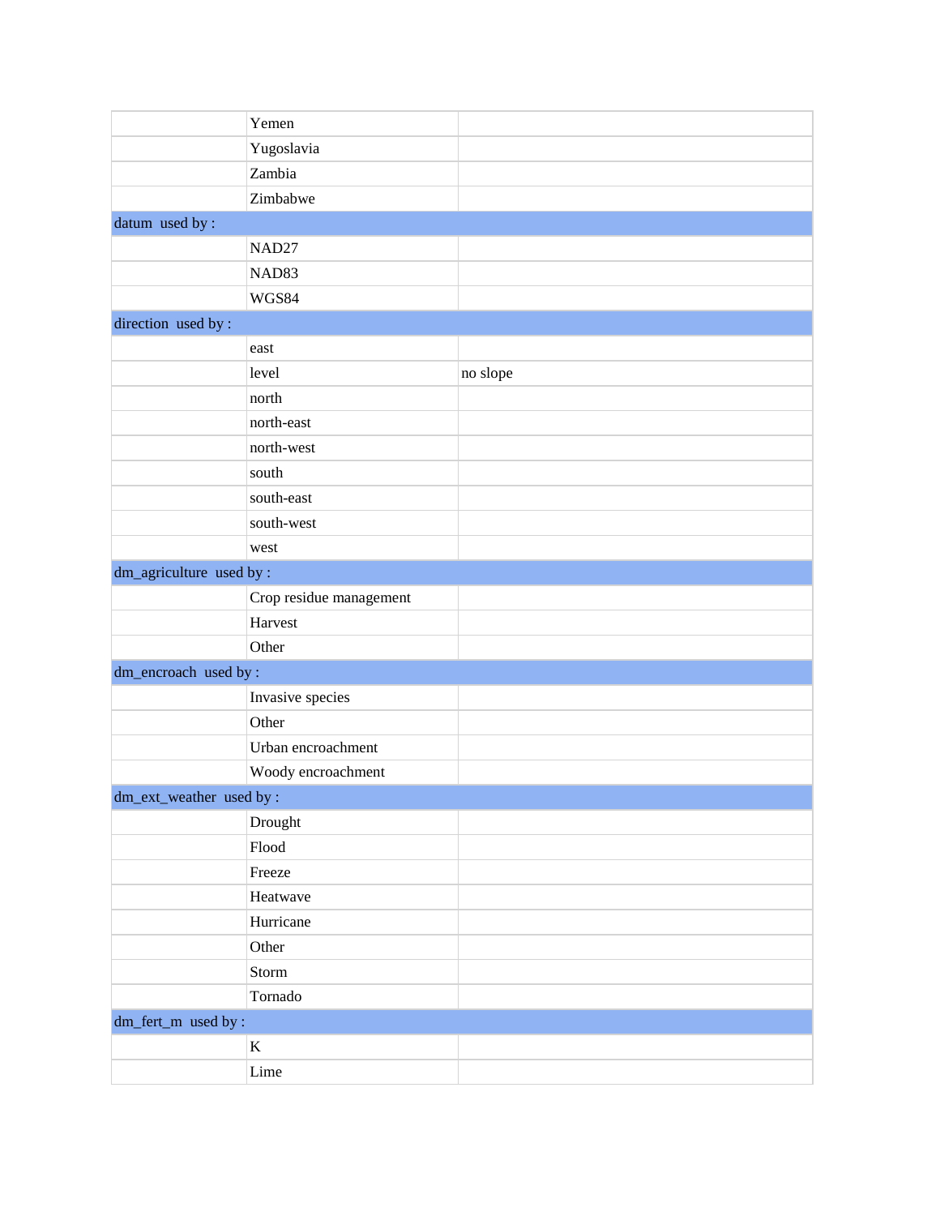| | | |
|---|---|---|
| | Yemen | |
| | Yugoslavia | |
| | Zambia | |
| | Zimbabwe | |
| datum used by : | | |
| | NAD27 | |
| | NAD83 | |
| | WGS84 | |
| direction used by : | | |
| | east | |
| | level | no slope |
| | north | |
| | north-east | |
| | north-west | |
| | south | |
| | south-east | |
| | south-west | |
| | west | |
| dm_agriculture used by : | | |
| | Crop residue management | |
| | Harvest | |
| | Other | |
| dm_encroach used by : | | |
| | Invasive species | |
| | Other | |
| | Urban encroachment | |
| | Woody encroachment | |
| dm_ext_weather used by : | | |
| | Drought | |
| | Flood | |
| | Freeze | |
| | Heatwave | |
| | Hurricane | |
| | Other | |
| | Storm | |
| | Tornado | |
| dm_fert_m used by : | | |
| | K | |
| | Lime | |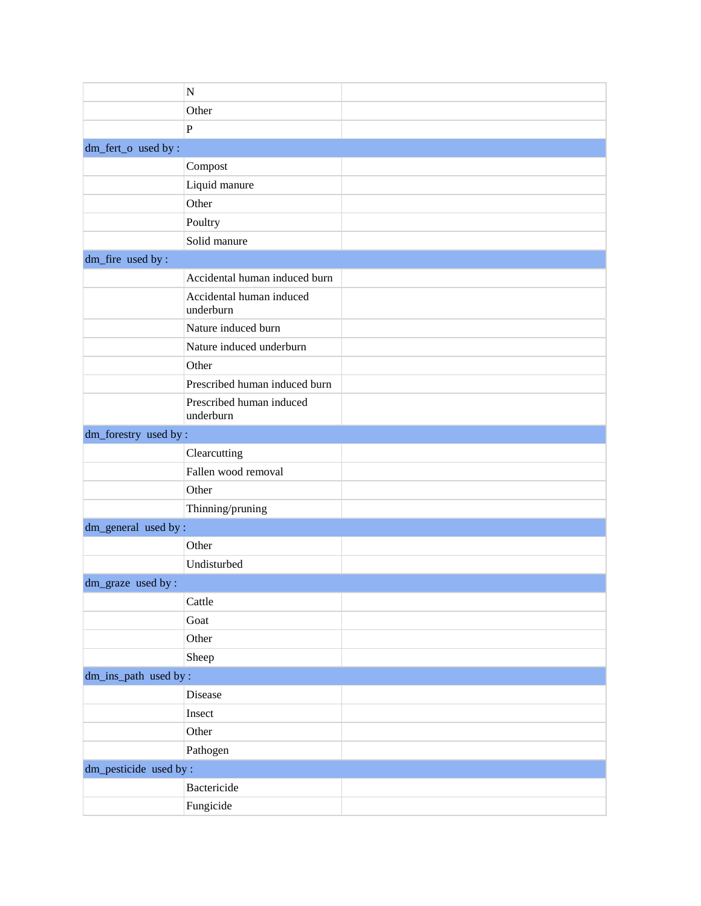| | | |
|---|---|---|
| | N | |
| | Other | |
| | P | |
| dm_fert_o used by : | | |
| | Compost | |
| | Liquid manure | |
| | Other | |
| | Poultry | |
| | Solid manure | |
| dm_fire used by : | | |
| | Accidental human induced burn | |
| | Accidental human induced underburn | |
| | Nature induced burn | |
| | Nature induced underburn | |
| | Other | |
| | Prescribed human induced burn | |
| | Prescribed human induced underburn | |
| dm_forestry used by : | | |
| | Clearcutting | |
| | Fallen wood removal | |
| | Other | |
| | Thinning/pruning | |
| dm_general used by : | | |
| | Other | |
| | Undisturbed | |
| dm_graze used by : | | |
| | Cattle | |
| | Goat | |
| | Other | |
| | Sheep | |
| dm_ins_path used by : | | |
| | Disease | |
| | Insect | |
| | Other | |
| | Pathogen | |
| dm_pesticide used by : | | |
| | Bactericide | |
| | Fungicide | |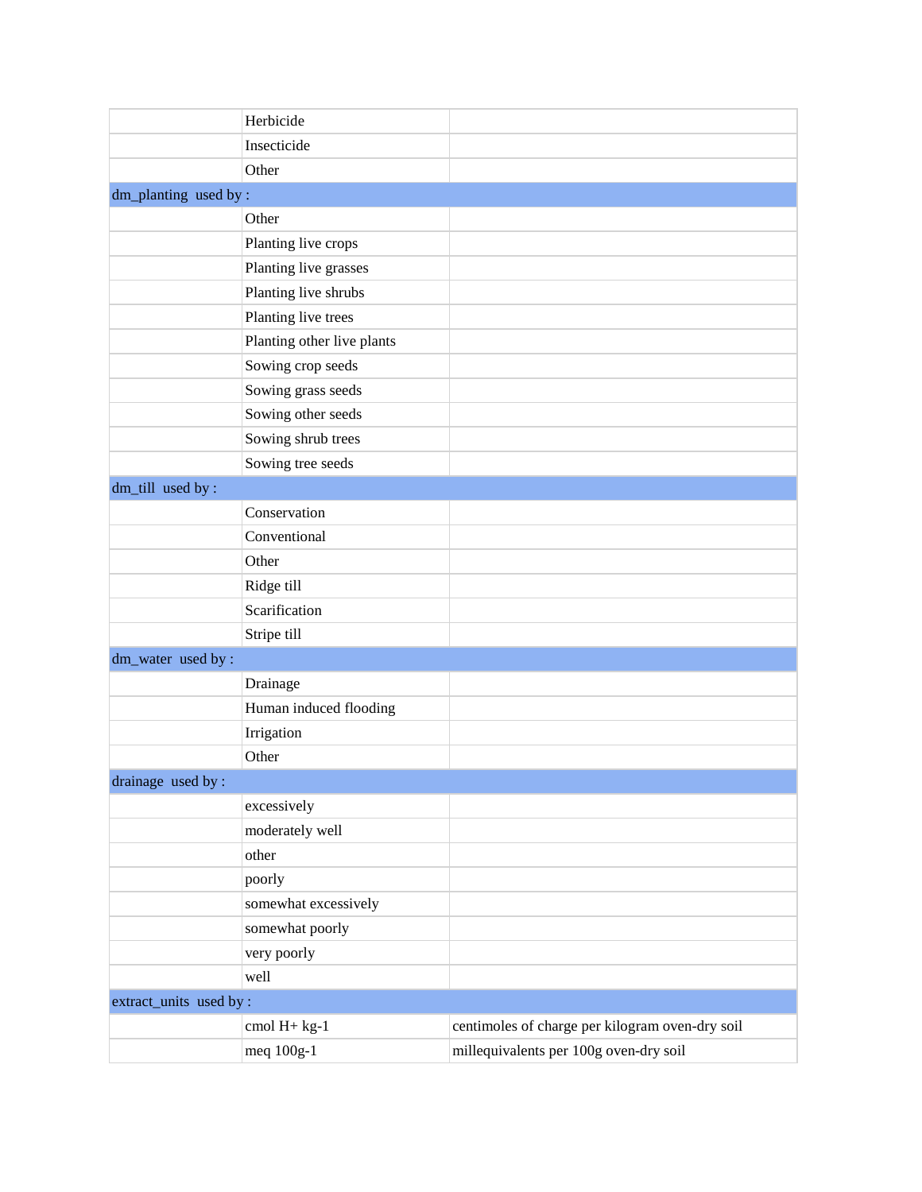| | | |
|---|---|---|
| | Herbicide | |
| | Insecticide | |
| | Other | |
| dm_planting used by : | | |
| | Other | |
| | Planting live crops | |
| | Planting live grasses | |
| | Planting live shrubs | |
| | Planting live trees | |
| | Planting other live plants | |
| | Sowing crop seeds | |
| | Sowing grass seeds | |
| | Sowing other seeds | |
| | Sowing shrub trees | |
| | Sowing tree seeds | |
| dm_till used by : | | |
| | Conservation | |
| | Conventional | |
| | Other | |
| | Ridge till | |
| | Scarification | |
| | Stripe till | |
| dm_water used by : | | |
| | Drainage | |
| | Human induced flooding | |
| | Irrigation | |
| | Other | |
| drainage used by : | | |
| | excessively | |
| | moderately well | |
| | other | |
| | poorly | |
| | somewhat excessively | |
| | somewhat poorly | |
| | very poorly | |
| | well | |
| extract_units used by : | | |
| | cmol H+ kg-1 | centimoles of charge per kilogram oven-dry soil |
| | meq 100g-1 | millequivalents per 100g oven-dry soil |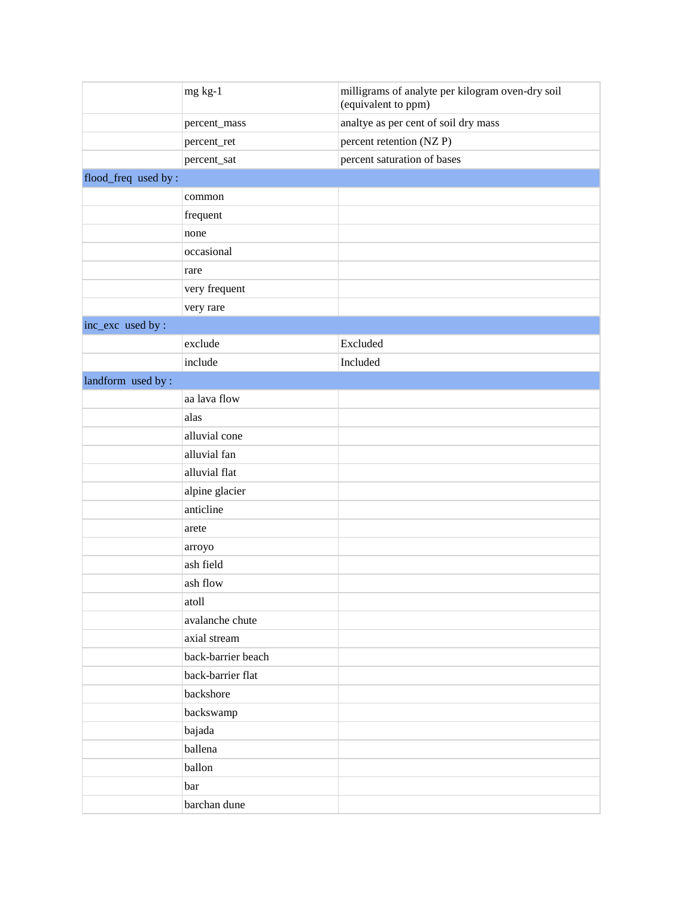| | | |
|---|---|---|
| | mg kg-1 | milligrams of analyte per kilogram oven-dry soil (equivalent to ppm) |
| | percent_mass | analtye as per cent of soil dry mass |
| | percent_ret | percent retention (NZ P) |
| | percent_sat | percent saturation of bases |
| flood_freq used by : | | |
| | common | |
| | frequent | |
| | none | |
| | occasional | |
| | rare | |
| | very frequent | |
| | very rare | |
| inc_exc used by : | | |
| | exclude | Excluded |
| | include | Included |
| landform used by : | | |
| | aa lava flow | |
| | alas | |
| | alluvial cone | |
| | alluvial fan | |
| | alluvial flat | |
| | alpine glacier | |
| | anticline | |
| | arete | |
| | arroyo | |
| | ash field | |
| | ash flow | |
| | atoll | |
| | avalanche chute | |
| | axial stream | |
| | back-barrier beach | |
| | back-barrier flat | |
| | backshore | |
| | backswamp | |
| | bajada | |
| | ballena | |
| | ballon | |
| | bar | |
| | barchan dune | |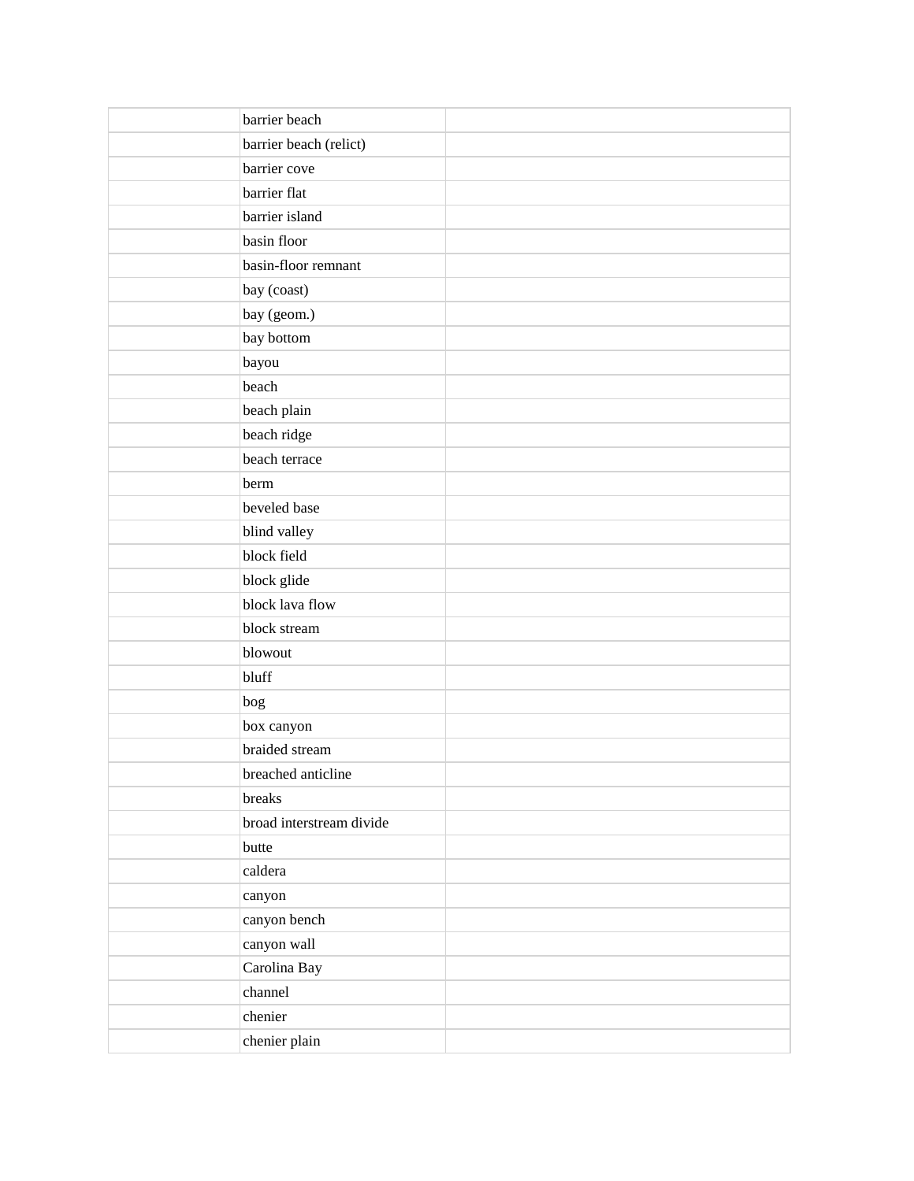| | | |
|---|---|---|
| | barrier beach | |
| | barrier beach (relict) | |
| | barrier cove | |
| | barrier flat | |
| | barrier island | |
| | basin floor | |
| | basin-floor remnant | |
| | bay (coast) | |
| | bay (geom.) | |
| | bay bottom | |
| | bayou | |
| | beach | |
| | beach plain | |
| | beach ridge | |
| | beach terrace | |
| | berm | |
| | beveled base | |
| | blind valley | |
| | block field | |
| | block glide | |
| | block lava flow | |
| | block stream | |
| | blowout | |
| | bluff | |
| | bog | |
| | box canyon | |
| | braided stream | |
| | breached anticline | |
| | breaks | |
| | broad interstream divide | |
| | butte | |
| | caldera | |
| | canyon | |
| | canyon bench | |
| | canyon wall | |
| | Carolina Bay | |
| | channel | |
| | chenier | |
| | chenier plain | |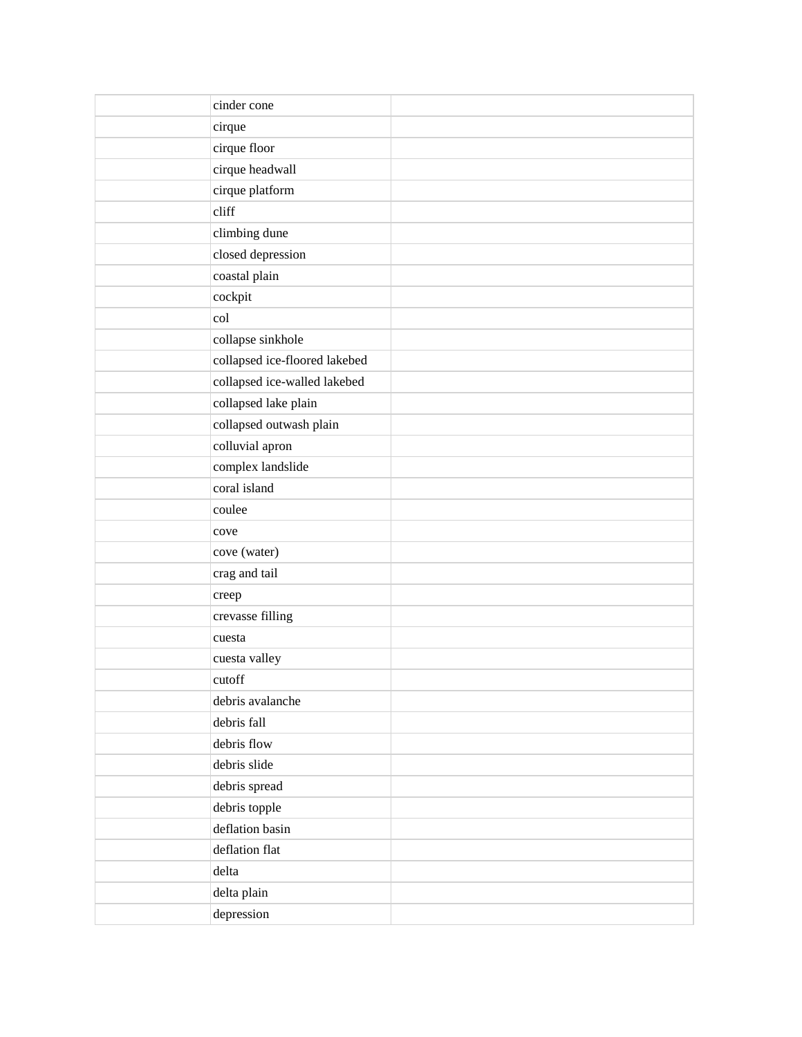| | | |
|---|---|---|
| | cinder cone | |
| | cirque | |
| | cirque floor | |
| | cirque headwall | |
| | cirque platform | |
| | cliff | |
| | climbing dune | |
| | closed depression | |
| | coastal plain | |
| | cockpit | |
| | col | |
| | collapse sinkhole | |
| | collapsed ice-floored lakebed | |
| | collapsed ice-walled lakebed | |
| | collapsed lake plain | |
| | collapsed outwash plain | |
| | colluvial apron | |
| | complex landslide | |
| | coral island | |
| | coulee | |
| | cove | |
| | cove (water) | |
| | crag and tail | |
| | creep | |
| | crevasse filling | |
| | cuesta | |
| | cuesta valley | |
| | cutoff | |
| | debris avalanche | |
| | debris fall | |
| | debris flow | |
| | debris slide | |
| | debris spread | |
| | debris topple | |
| | deflation basin | |
| | deflation flat | |
| | delta | |
| | delta plain | |
| | depression | |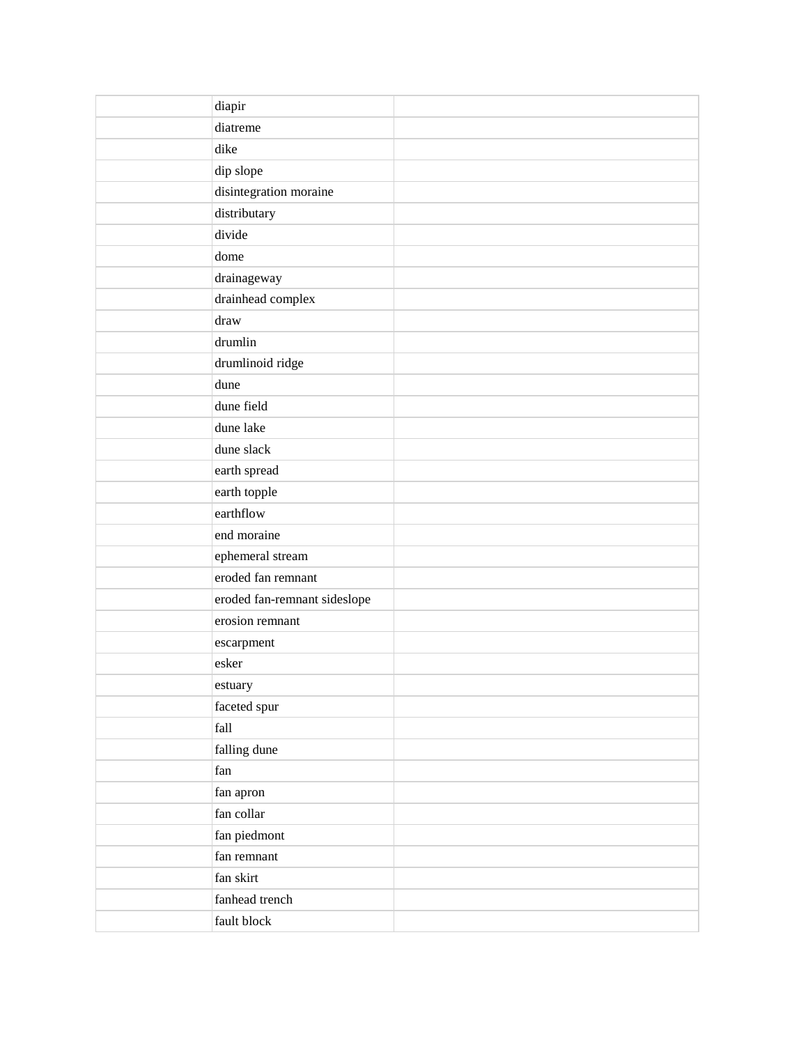| | | |
|---|---|---|
| | diapir | |
| | diatreme | |
| | dike | |
| | dip slope | |
| | disintegration moraine | |
| | distributary | |
| | divide | |
| | dome | |
| | drainageway | |
| | drainhead complex | |
| | draw | |
| | drumlin | |
| | drumlinoid ridge | |
| | dune | |
| | dune field | |
| | dune lake | |
| | dune slack | |
| | earth spread | |
| | earth topple | |
| | earthflow | |
| | end moraine | |
| | ephemeral stream | |
| | eroded fan remnant | |
| | eroded fan-remnant sideslope | |
| | erosion remnant | |
| | escarpment | |
| | esker | |
| | estuary | |
| | faceted spur | |
| | fall | |
| | falling dune | |
| | fan | |
| | fan apron | |
| | fan collar | |
| | fan piedmont | |
| | fan remnant | |
| | fan skirt | |
| | fanhead trench | |
| | fault block | |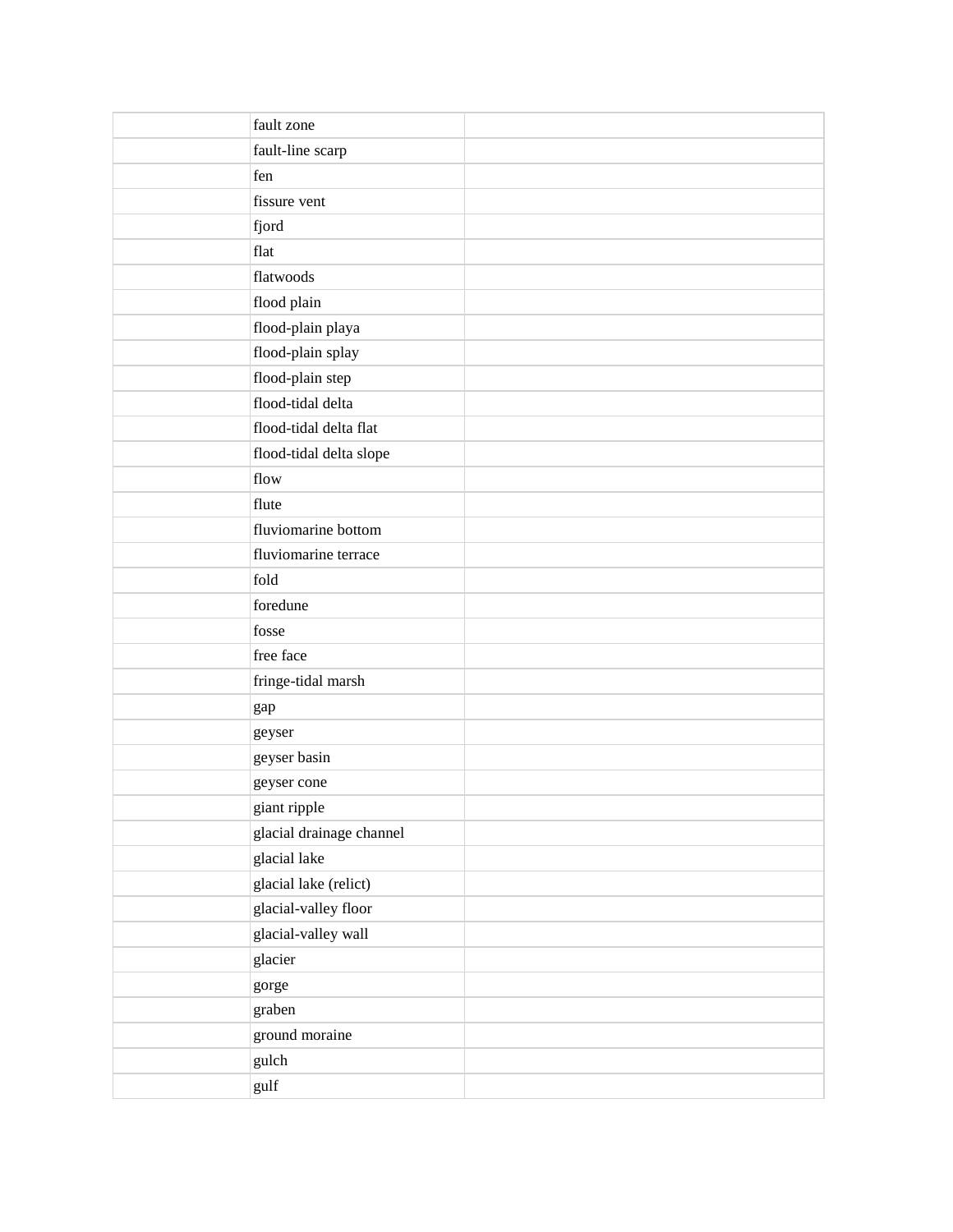| | | |
|---|---|---|
| | fault zone | |
| | fault-line scarp | |
| | fen | |
| | fissure vent | |
| | fjord | |
| | flat | |
| | flatwoods | |
| | flood plain | |
| | flood-plain playa | |
| | flood-plain splay | |
| | flood-plain step | |
| | flood-tidal delta | |
| | flood-tidal delta flat | |
| | flood-tidal delta slope | |
| | flow | |
| | flute | |
| | fluviomarine bottom | |
| | fluviomarine terrace | |
| | fold | |
| | foredune | |
| | fosse | |
| | free face | |
| | fringe-tidal marsh | |
| | gap | |
| | geyser | |
| | geyser basin | |
| | geyser cone | |
| | giant ripple | |
| | glacial drainage channel | |
| | glacial lake | |
| | glacial lake (relict) | |
| | glacial-valley floor | |
| | glacial-valley wall | |
| | glacier | |
| | gorge | |
| | graben | |
| | ground moraine | |
| | gulch | |
| | gulf | |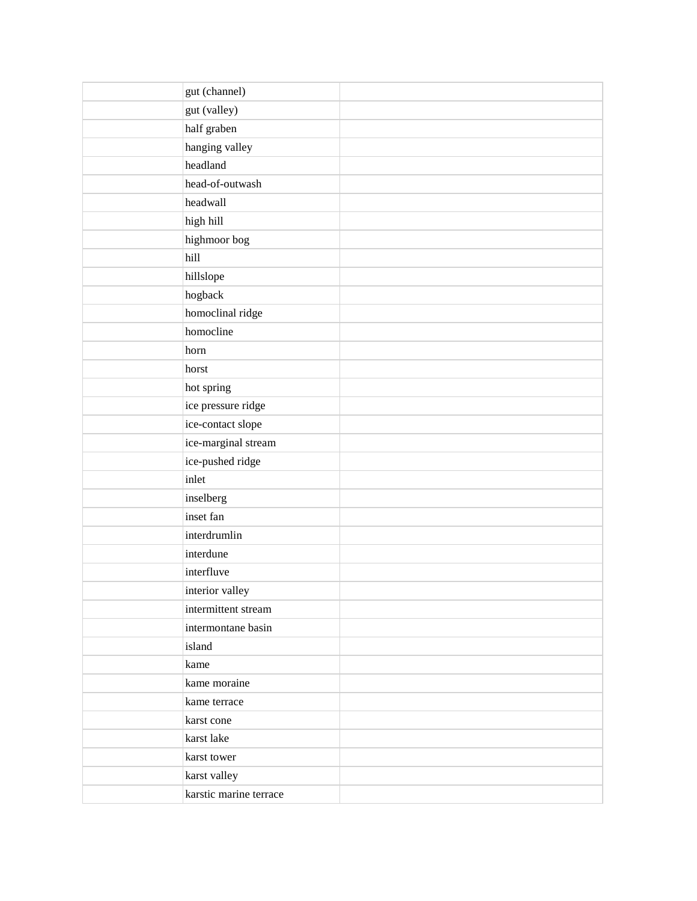| | | |
|---|---|---|
| | gut (channel) | |
| | gut (valley) | |
| | half graben | |
| | hanging valley | |
| | headland | |
| | head-of-outwash | |
| | headwall | |
| | high hill | |
| | highmoor bog | |
| | hill | |
| | hillslope | |
| | hogback | |
| | homoclinal ridge | |
| | homocline | |
| | horn | |
| | horst | |
| | hot spring | |
| | ice pressure ridge | |
| | ice-contact slope | |
| | ice-marginal stream | |
| | ice-pushed ridge | |
| | inlet | |
| | inselberg | |
| | inset fan | |
| | interdrumlin | |
| | interdune | |
| | interfluve | |
| | interior valley | |
| | intermittent stream | |
| | intermontane basin | |
| | island | |
| | kame | |
| | kame moraine | |
| | kame terrace | |
| | karst cone | |
| | karst lake | |
| | karst tower | |
| | karst valley | |
| | karstic marine terrace | |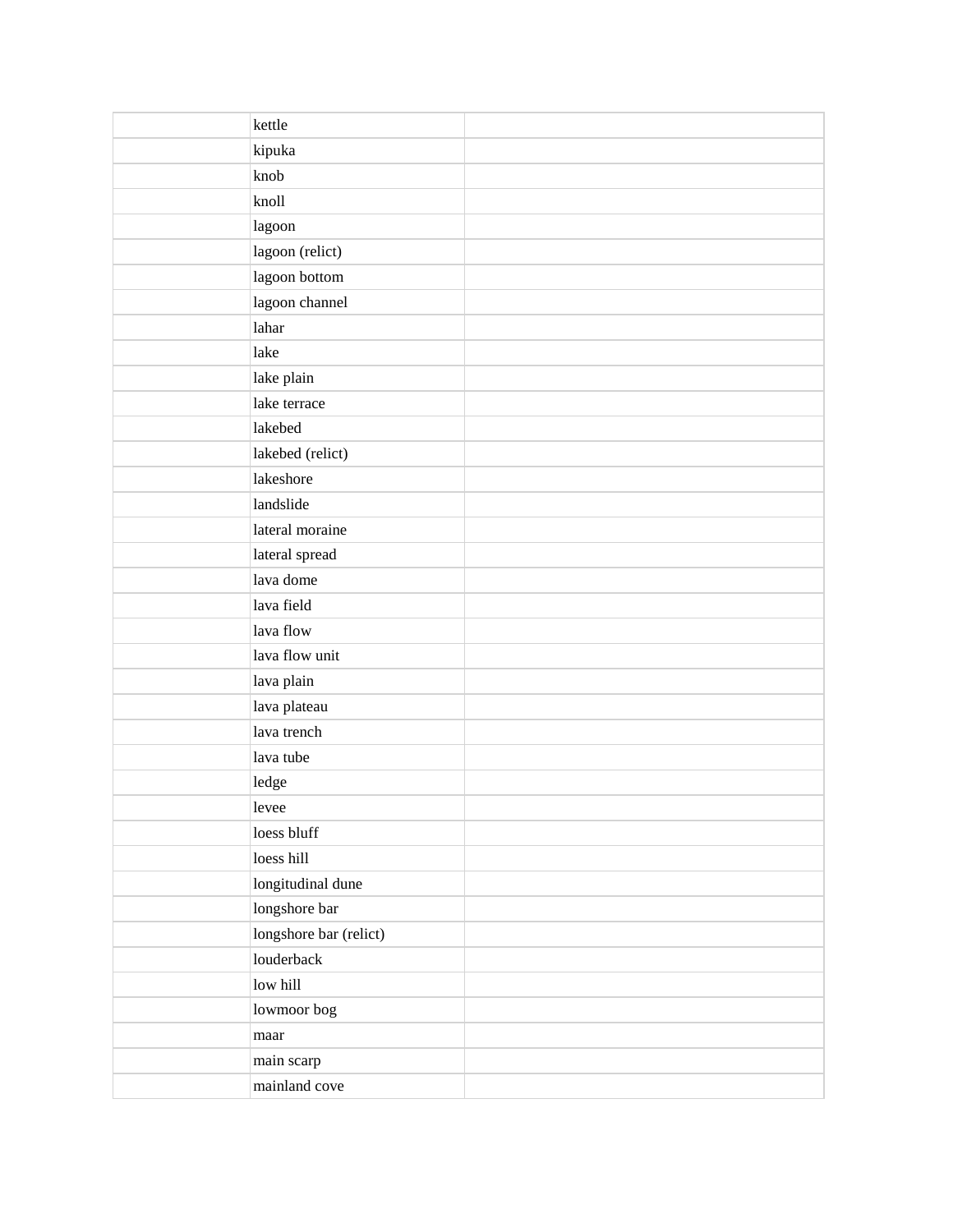| | | |
|---|---|---|
| | kettle | |
| | kipuka | |
| | knob | |
| | knoll | |
| | lagoon | |
| | lagoon (relict) | |
| | lagoon bottom | |
| | lagoon channel | |
| | lahar | |
| | lake | |
| | lake plain | |
| | lake terrace | |
| | lakebed | |
| | lakebed (relict) | |
| | lakeshore | |
| | landslide | |
| | lateral moraine | |
| | lateral spread | |
| | lava dome | |
| | lava field | |
| | lava flow | |
| | lava flow unit | |
| | lava plain | |
| | lava plateau | |
| | lava trench | |
| | lava tube | |
| | ledge | |
| | levee | |
| | loess bluff | |
| | loess hill | |
| | longitudinal dune | |
| | longshore bar | |
| | longshore bar (relict) | |
| | louderback | |
| | low hill | |
| | lowmoor bog | |
| | maar | |
| | main scarp | |
| | mainland cove | |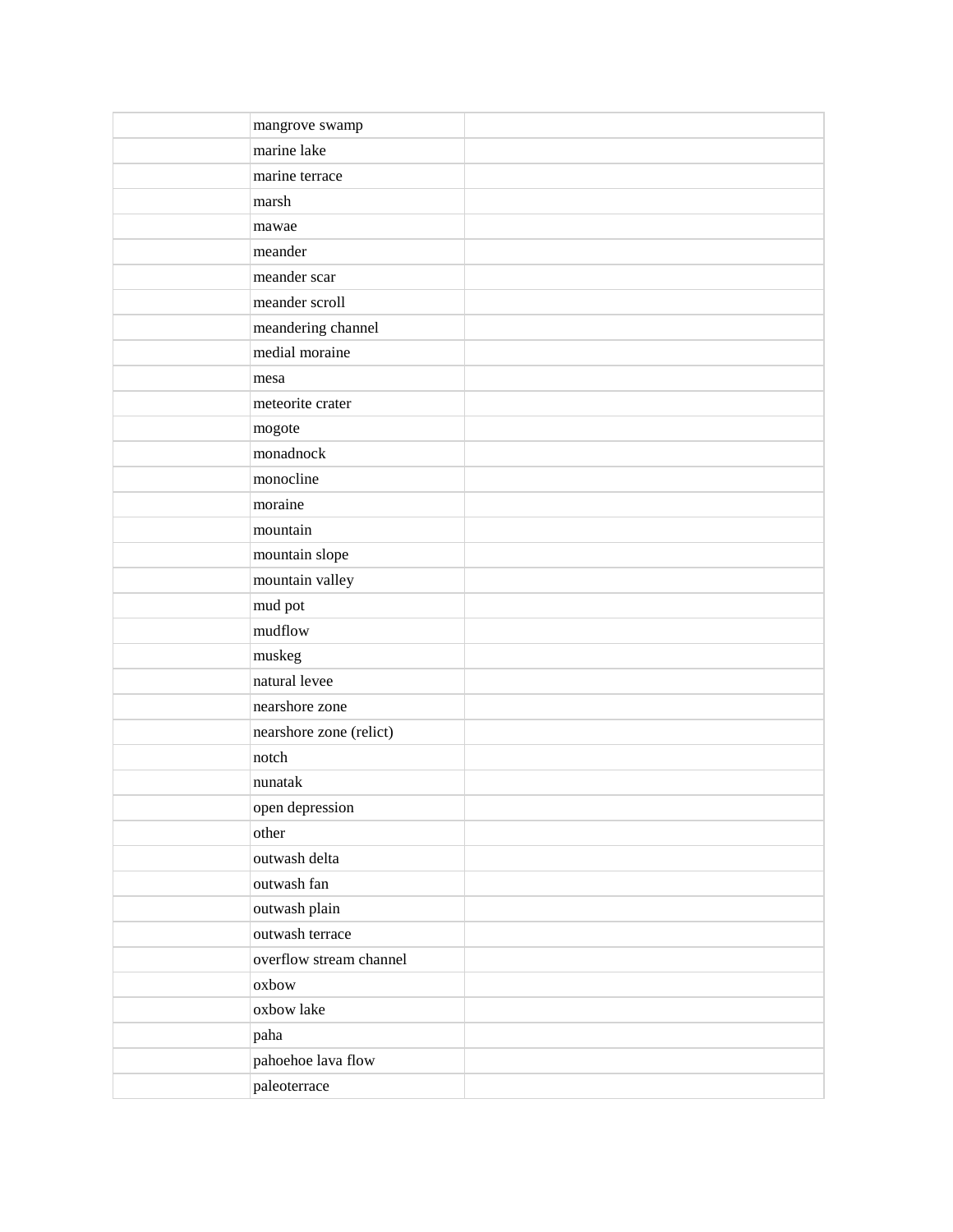| | | |
|---|---|---|
| | mangrove swamp | |
| | marine lake | |
| | marine terrace | |
| | marsh | |
| | mawae | |
| | meander | |
| | meander scar | |
| | meander scroll | |
| | meandering channel | |
| | medial moraine | |
| | mesa | |
| | meteorite crater | |
| | mogote | |
| | monadnock | |
| | monocline | |
| | moraine | |
| | mountain | |
| | mountain slope | |
| | mountain valley | |
| | mud pot | |
| | mudflow | |
| | muskeg | |
| | natural levee | |
| | nearshore zone | |
| | nearshore zone (relict) | |
| | notch | |
| | nunatak | |
| | open depression | |
| | other | |
| | outwash delta | |
| | outwash fan | |
| | outwash plain | |
| | outwash terrace | |
| | overflow stream channel | |
| | oxbow | |
| | oxbow lake | |
| | paha | |
| | pahoehoe lava flow | |
| | paleoterrace | |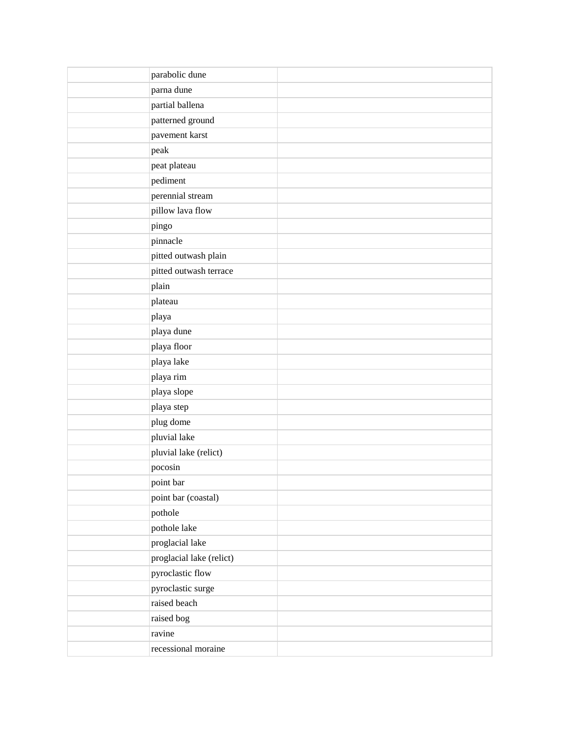| | | |
|---|---|---|
| | parabolic dune | |
| | parna dune | |
| | partial ballena | |
| | patterned ground | |
| | pavement karst | |
| | peak | |
| | peat plateau | |
| | pediment | |
| | perennial stream | |
| | pillow lava flow | |
| | pingo | |
| | pinnacle | |
| | pitted outwash plain | |
| | pitted outwash terrace | |
| | plain | |
| | plateau | |
| | playa | |
| | playa dune | |
| | playa floor | |
| | playa lake | |
| | playa rim | |
| | playa slope | |
| | playa step | |
| | plug dome | |
| | pluvial lake | |
| | pluvial lake (relict) | |
| | pocosin | |
| | point bar | |
| | point bar (coastal) | |
| | pothole | |
| | pothole lake | |
| | proglacial lake | |
| | proglacial lake (relict) | |
| | pyroclastic flow | |
| | pyroclastic surge | |
| | raised beach | |
| | raised bog | |
| | ravine | |
| | recessional moraine | |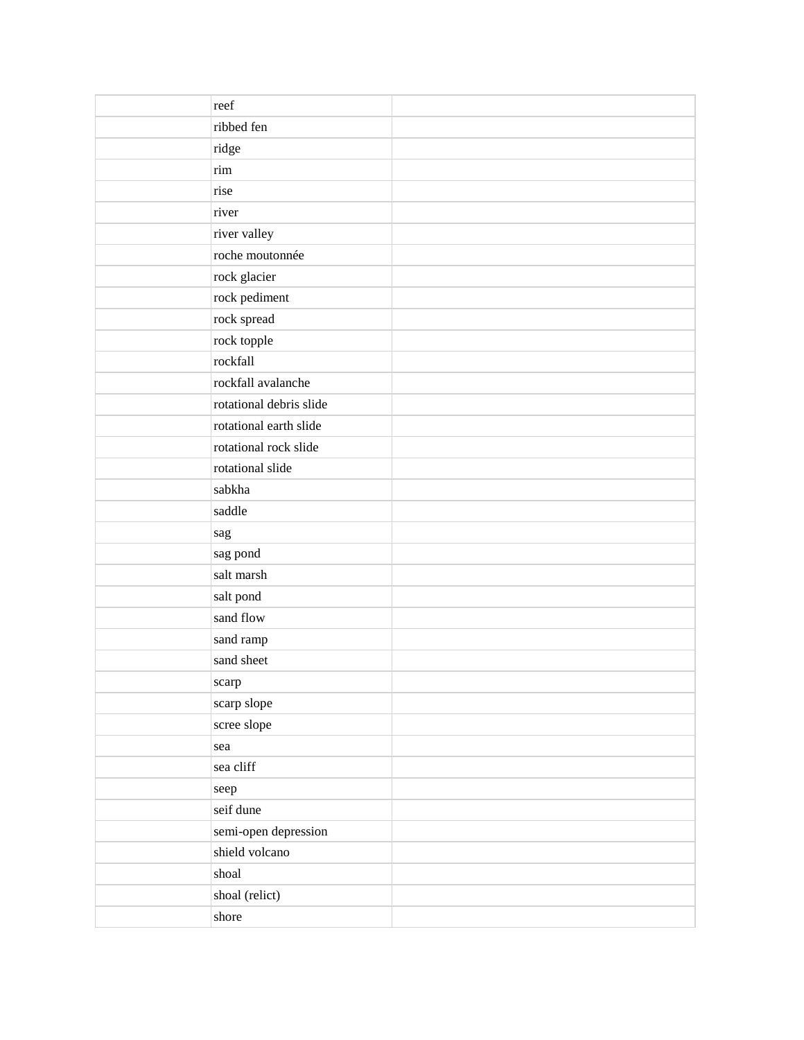| | | |
|---|---|---|
| | reef | |
| | ribbed fen | |
| | ridge | |
| | rim | |
| | rise | |
| | river | |
| | river valley | |
| | roche moutonnée | |
| | rock glacier | |
| | rock pediment | |
| | rock spread | |
| | rock topple | |
| | rockfall | |
| | rockfall avalanche | |
| | rotational debris slide | |
| | rotational earth slide | |
| | rotational rock slide | |
| | rotational slide | |
| | sabkha | |
| | saddle | |
| | sag | |
| | sag pond | |
| | salt marsh | |
| | salt pond | |
| | sand flow | |
| | sand ramp | |
| | sand sheet | |
| | scarp | |
| | scarp slope | |
| | scree slope | |
| | sea | |
| | sea cliff | |
| | seep | |
| | seif dune | |
| | semi-open depression | |
| | shield volcano | |
| | shoal | |
| | shoal (relict) | |
| | shore | |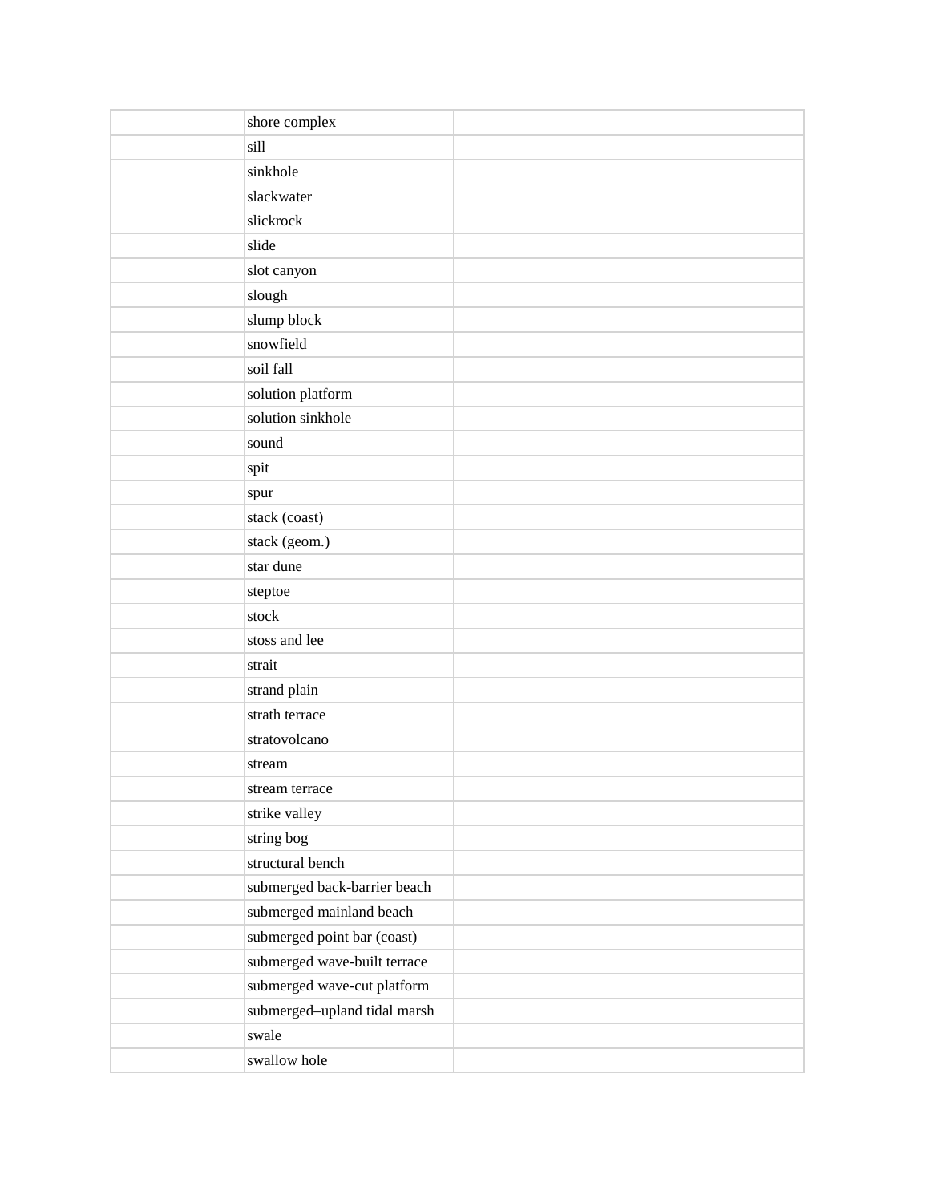| | | |
|---|---|---|
| | shore complex | |
| | sill | |
| | sinkhole | |
| | slackwater | |
| | slickrock | |
| | slide | |
| | slot canyon | |
| | slough | |
| | slump block | |
| | snowfield | |
| | soil fall | |
| | solution platform | |
| | solution sinkhole | |
| | sound | |
| | spit | |
| | spur | |
| | stack (coast) | |
| | stack (geom.) | |
| | star dune | |
| | steptoe | |
| | stock | |
| | stoss and lee | |
| | strait | |
| | strand plain | |
| | strath terrace | |
| | stratovolcano | |
| | stream | |
| | stream terrace | |
| | strike valley | |
| | string bog | |
| | structural bench | |
| | submerged back-barrier beach | |
| | submerged mainland beach | |
| | submerged point bar (coast) | |
| | submerged wave-built terrace | |
| | submerged wave-cut platform | |
| | submerged–upland tidal marsh | |
| | swale | |
| | swallow hole | |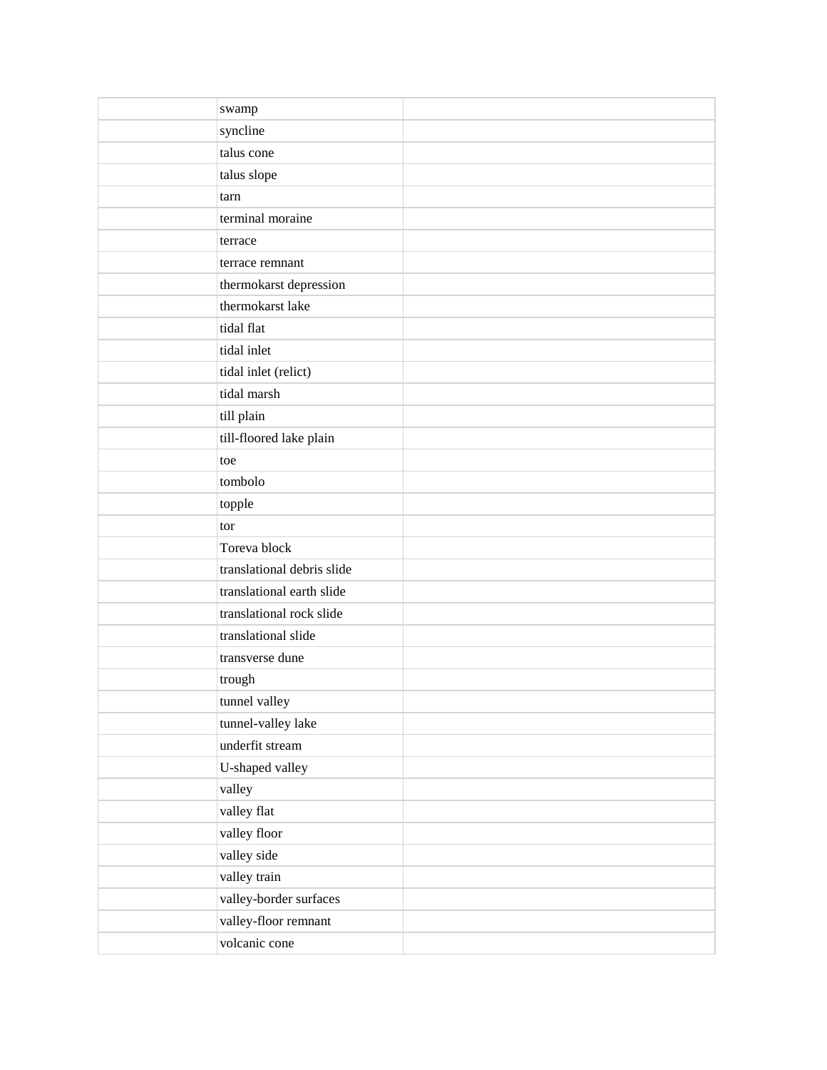| | | |
|---|---|---|
| | swamp | |
| | syncline | |
| | talus cone | |
| | talus slope | |
| | tarn | |
| | terminal moraine | |
| | terrace | |
| | terrace remnant | |
| | thermokarst depression | |
| | thermokarst lake | |
| | tidal flat | |
| | tidal inlet | |
| | tidal inlet (relict) | |
| | tidal marsh | |
| | till plain | |
| | till-floored lake plain | |
| | toe | |
| | tombolo | |
| | topple | |
| | tor | |
| | Toreva block | |
| | translational debris slide | |
| | translational earth slide | |
| | translational rock slide | |
| | translational slide | |
| | transverse dune | |
| | trough | |
| | tunnel valley | |
| | tunnel-valley lake | |
| | underfit stream | |
| | U-shaped valley | |
| | valley | |
| | valley flat | |
| | valley floor | |
| | valley side | |
| | valley train | |
| | valley-border surfaces | |
| | valley-floor remnant | |
| | volcanic cone | |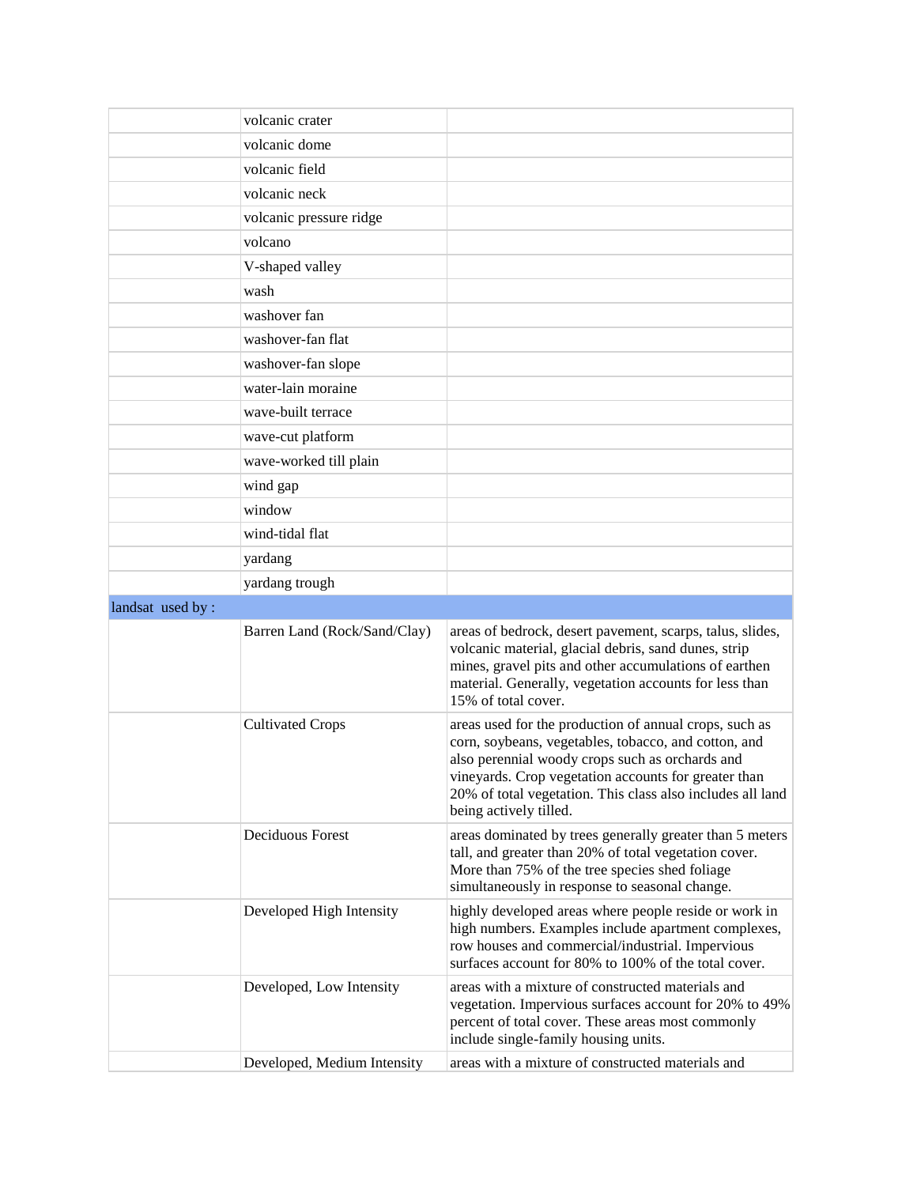| | | |
|---|---|---|
| | volcanic crater | |
| | volcanic dome | |
| | volcanic field | |
| | volcanic neck | |
| | volcanic pressure ridge | |
| | volcano | |
| | V-shaped valley | |
| | wash | |
| | washover fan | |
| | washover-fan flat | |
| | washover-fan slope | |
| | water-lain moraine | |
| | wave-built terrace | |
| | wave-cut platform | |
| | wave-worked till plain | |
| | wind gap | |
| | window | |
| | wind-tidal flat | |
| | yardang | |
| | yardang trough | |
| landsat used by : | | |
| | Barren Land (Rock/Sand/Clay) | areas of bedrock, desert pavement, scarps, talus, slides, volcanic material, glacial debris, sand dunes, strip mines, gravel pits and other accumulations of earthen material. Generally, vegetation accounts for less than 15% of total cover. |
| | Cultivated Crops | areas used for the production of annual crops, such as corn, soybeans, vegetables, tobacco, and cotton, and also perennial woody crops such as orchards and vineyards. Crop vegetation accounts for greater than 20% of total vegetation. This class also includes all land being actively tilled. |
| | Deciduous Forest | areas dominated by trees generally greater than 5 meters tall, and greater than 20% of total vegetation cover. More than 75% of the tree species shed foliage simultaneously in response to seasonal change. |
| | Developed High Intensity | highly developed areas where people reside or work in high numbers. Examples include apartment complexes, row houses and commercial/industrial. Impervious surfaces account for 80% to 100% of the total cover. |
| | Developed, Low Intensity | areas with a mixture of constructed materials and vegetation. Impervious surfaces account for 20% to 49% percent of total cover. These areas most commonly include single-family housing units. |
| | Developed, Medium Intensity | areas with a mixture of constructed materials and |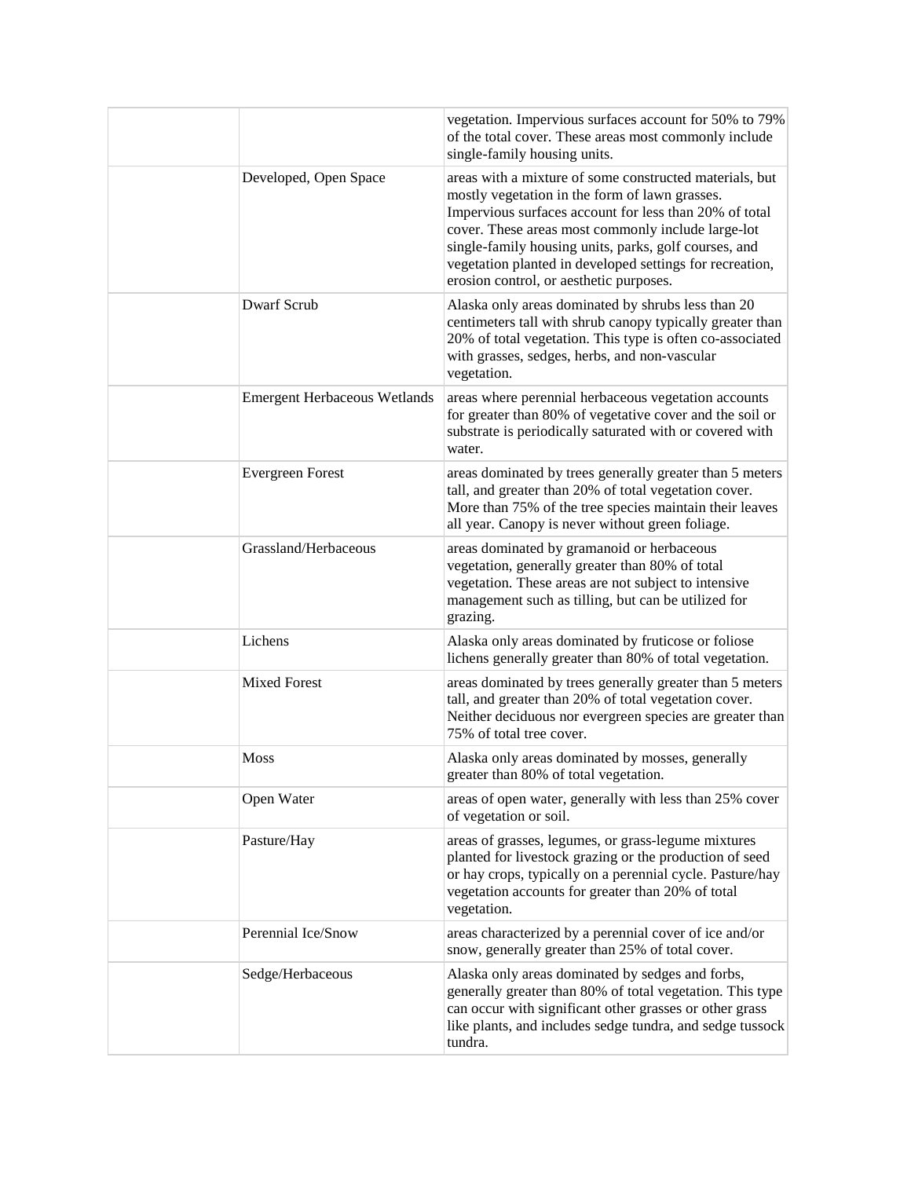| | | |
|---|---|---|
| | | vegetation. Impervious surfaces account for 50% to 79% of the total cover. These areas most commonly include single-family housing units. |
| | Developed, Open Space | areas with a mixture of some constructed materials, but mostly vegetation in the form of lawn grasses. Impervious surfaces account for less than 20% of total cover. These areas most commonly include large-lot single-family housing units, parks, golf courses, and vegetation planted in developed settings for recreation, erosion control, or aesthetic purposes. |
| | Dwarf Scrub | Alaska only areas dominated by shrubs less than 20 centimeters tall with shrub canopy typically greater than 20% of total vegetation. This type is often co-associated with grasses, sedges, herbs, and non-vascular vegetation. |
| | Emergent Herbaceous Wetlands | areas where perennial herbaceous vegetation accounts for greater than 80% of vegetative cover and the soil or substrate is periodically saturated with or covered with water. |
| | Evergreen Forest | areas dominated by trees generally greater than 5 meters tall, and greater than 20% of total vegetation cover. More than 75% of the tree species maintain their leaves all year. Canopy is never without green foliage. |
| | Grassland/Herbaceous | areas dominated by gramanoid or herbaceous vegetation, generally greater than 80% of total vegetation. These areas are not subject to intensive management such as tilling, but can be utilized for grazing. |
| | Lichens | Alaska only areas dominated by fruticose or foliose lichens generally greater than 80% of total vegetation. |
| | Mixed Forest | areas dominated by trees generally greater than 5 meters tall, and greater than 20% of total vegetation cover. Neither deciduous nor evergreen species are greater than 75% of total tree cover. |
| | Moss | Alaska only areas dominated by mosses, generally greater than 80% of total vegetation. |
| | Open Water | areas of open water, generally with less than 25% cover of vegetation or soil. |
| | Pasture/Hay | areas of grasses, legumes, or grass-legume mixtures planted for livestock grazing or the production of seed or hay crops, typically on a perennial cycle. Pasture/hay vegetation accounts for greater than 20% of total vegetation. |
| | Perennial Ice/Snow | areas characterized by a perennial cover of ice and/or snow, generally greater than 25% of total cover. |
| | Sedge/Herbaceous | Alaska only areas dominated by sedges and forbs, generally greater than 80% of total vegetation. This type can occur with significant other grasses or other grass like plants, and includes sedge tundra, and sedge tussock tundra. |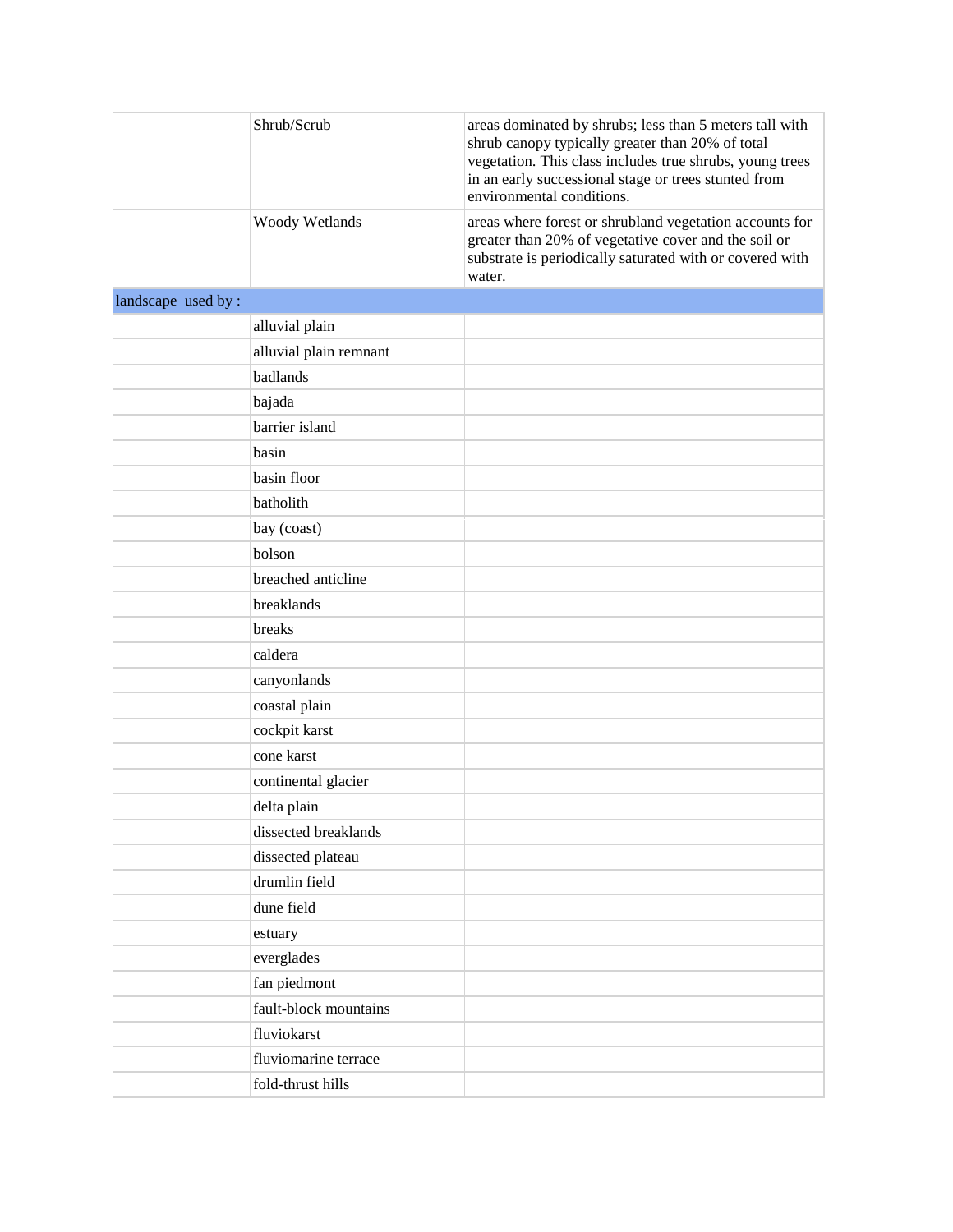| | | |
|---|---|---|
| | Shrub/Scrub | areas dominated by shrubs; less than 5 meters tall with shrub canopy typically greater than 20% of total vegetation. This class includes true shrubs, young trees in an early successional stage or trees stunted from environmental conditions. |
| | Woody Wetlands | areas where forest or shrubland vegetation accounts for greater than 20% of vegetative cover and the soil or substrate is periodically saturated with or covered with water. |
| landscape used by : | | |
| | alluvial plain | |
| | alluvial plain remnant | |
| | badlands | |
| | bajada | |
| | barrier island | |
| | basin | |
| | basin floor | |
| | batholith | |
| | bay (coast) | |
| | bolson | |
| | breached anticline | |
| | breaklands | |
| | breaks | |
| | caldera | |
| | canyonlands | |
| | coastal plain | |
| | cockpit karst | |
| | cone karst | |
| | continental glacier | |
| | delta plain | |
| | dissected breaklands | |
| | dissected plateau | |
| | drumlin field | |
| | dune field | |
| | estuary | |
| | everglades | |
| | fan piedmont | |
| | fault-block mountains | |
| | fluviokarst | |
| | fluviomarine terrace | |
| | fold-thrust hills | |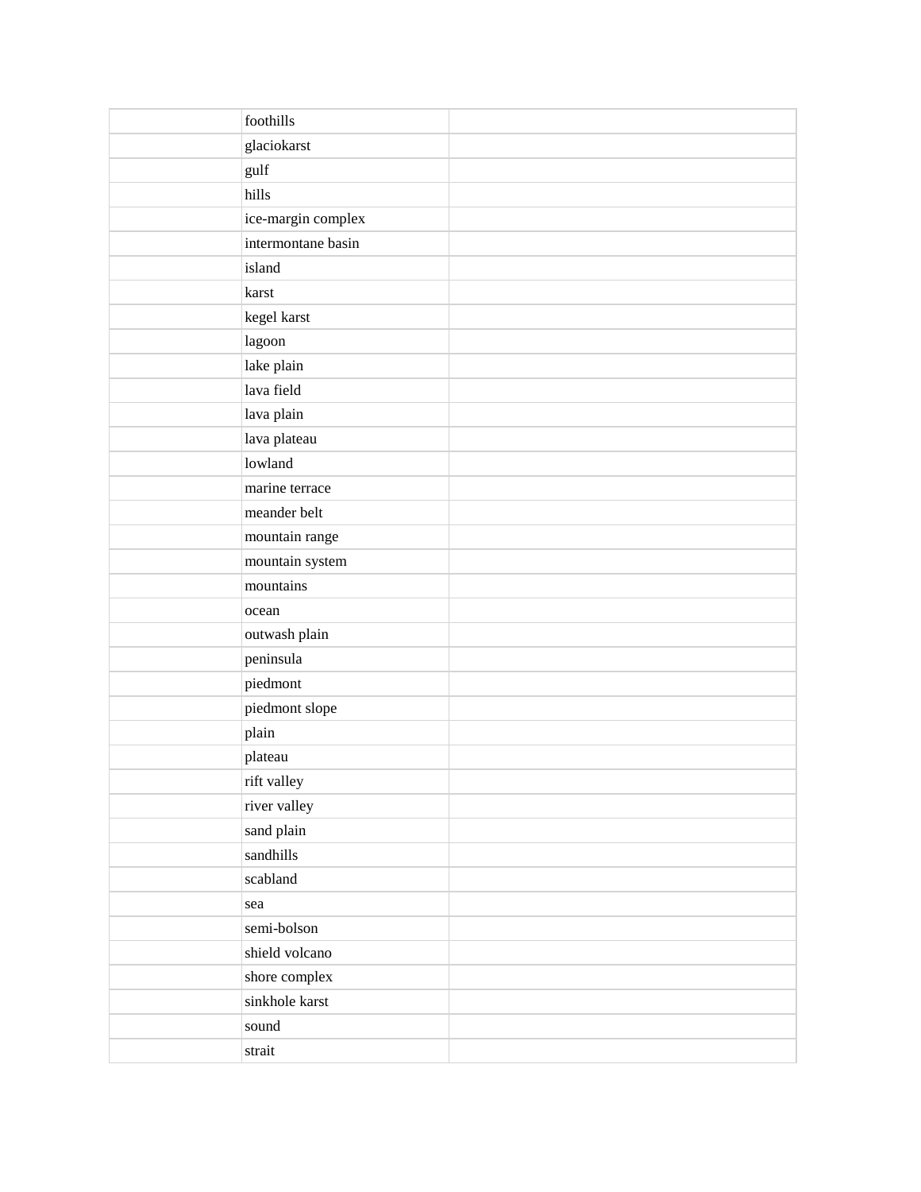| | | |
|---|---|---|
| | foothills | |
| | glaciokarst | |
| | gulf | |
| | hills | |
| | ice-margin complex | |
| | intermontane basin | |
| | island | |
| | karst | |
| | kegel karst | |
| | lagoon | |
| | lake plain | |
| | lava field | |
| | lava plain | |
| | lava plateau | |
| | lowland | |
| | marine terrace | |
| | meander belt | |
| | mountain range | |
| | mountain system | |
| | mountains | |
| | ocean | |
| | outwash plain | |
| | peninsula | |
| | piedmont | |
| | piedmont slope | |
| | plain | |
| | plateau | |
| | rift valley | |
| | river valley | |
| | sand plain | |
| | sandhills | |
| | scabland | |
| | sea | |
| | semi-bolson | |
| | shield volcano | |
| | shore complex | |
| | sinkhole karst | |
| | sound | |
| | strait | |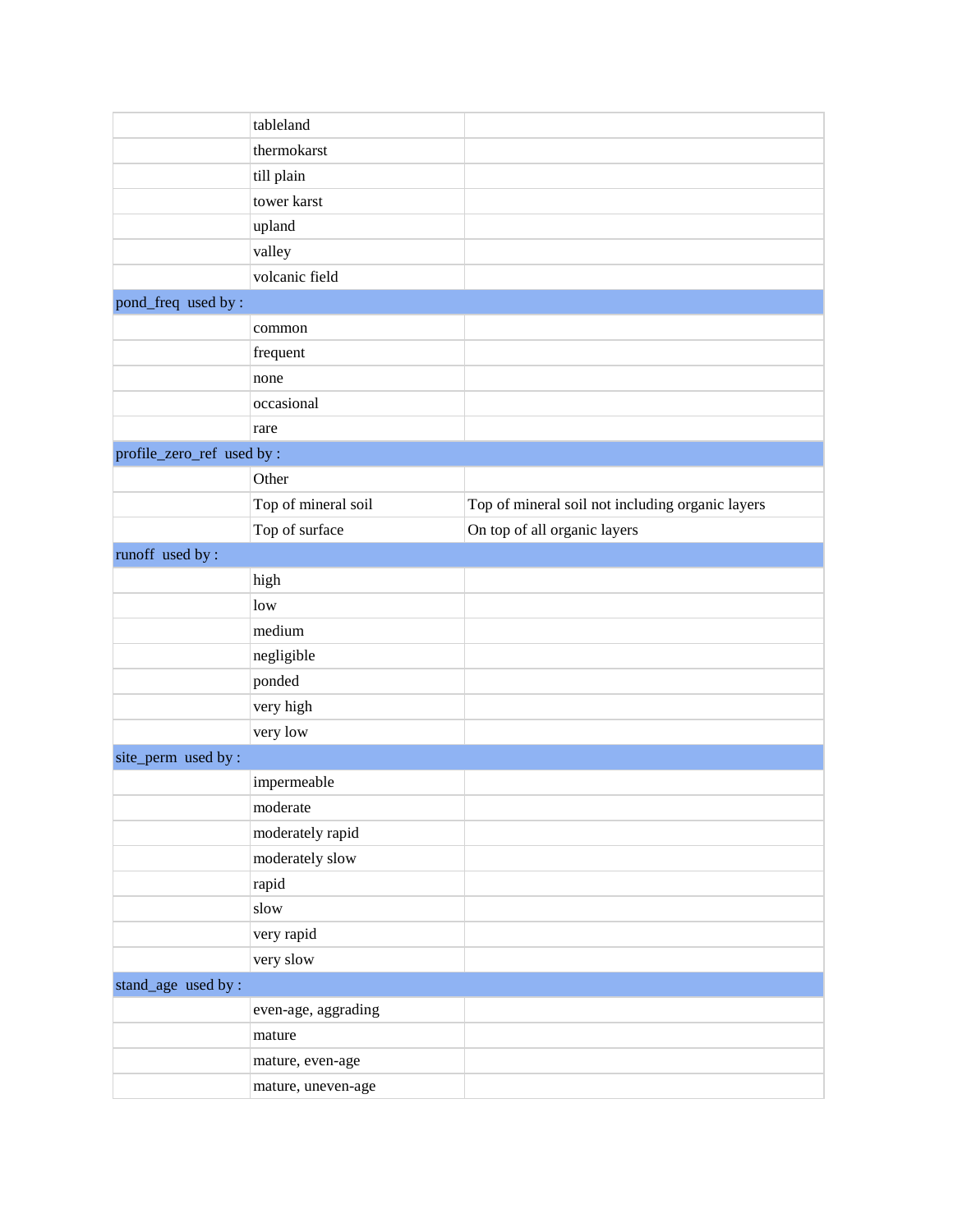| | | |
|---|---|---|
| | tableland | |
| | thermokarst | |
| | till plain | |
| | tower karst | |
| | upland | |
| | valley | |
| | volcanic field | |
| pond_freq used by : | | |
| | common | |
| | frequent | |
| | none | |
| | occasional | |
| | rare | |
| profile_zero_ref used by : | | |
| | Other | |
| | Top of mineral soil | Top of mineral soil not including organic layers |
| | Top of surface | On top of all organic layers |
| runoff used by : | | |
| | high | |
| | low | |
| | medium | |
| | negligible | |
| | ponded | |
| | very high | |
| | very low | |
| site_perm used by : | | |
| | impermeable | |
| | moderate | |
| | moderately rapid | |
| | moderately slow | |
| | rapid | |
| | slow | |
| | very rapid | |
| | very slow | |
| stand_age used by : | | |
| | even-age, aggrading | |
| | mature | |
| | mature, even-age | |
| | mature, uneven-age | |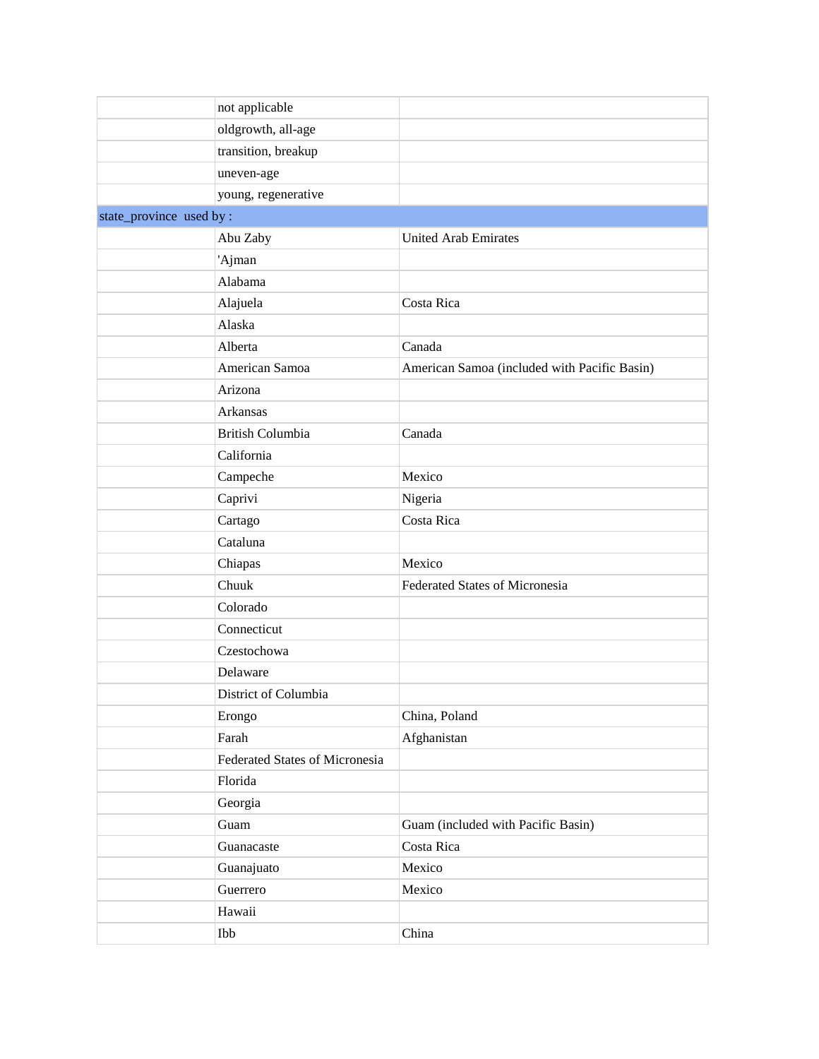| | | |
|---|---|---|
| | not applicable | |
| | oldgrowth, all-age | |
| | transition, breakup | |
| | uneven-age | |
| | young, regenerative | |
| state_province used by : | | |
| | Abu Zaby | United Arab Emirates |
| | 'Ajman | |
| | Alabama | |
| | Alajuela | Costa Rica |
| | Alaska | |
| | Alberta | Canada |
| | American Samoa | American Samoa (included with Pacific Basin) |
| | Arizona | |
| | Arkansas | |
| | British Columbia | Canada |
| | California | |
| | Campeche | Mexico |
| | Caprivi | Nigeria |
| | Cartago | Costa Rica |
| | Cataluna | |
| | Chiapas | Mexico |
| | Chuuk | Federated States of Micronesia |
| | Colorado | |
| | Connecticut | |
| | Czestochowa | |
| | Delaware | |
| | District of Columbia | |
| | Erongo | China, Poland |
| | Farah | Afghanistan |
| | Federated States of Micronesia | |
| | Florida | |
| | Georgia | |
| | Guam | Guam (included with Pacific Basin) |
| | Guanacaste | Costa Rica |
| | Guanajuato | Mexico |
| | Guerrero | Mexico |
| | Hawaii | |
| | Ibb | China |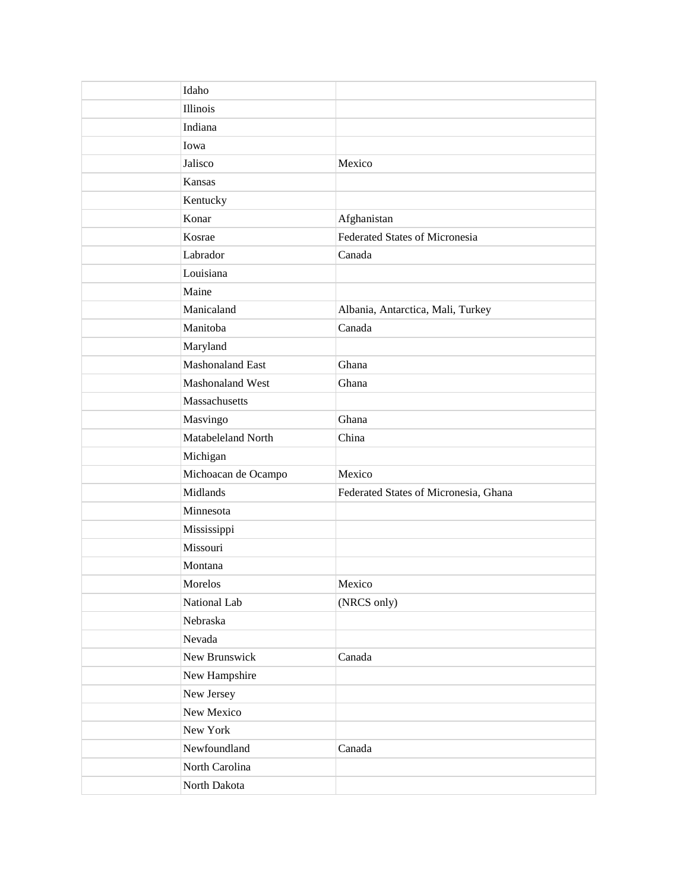| | | |
|---|---|---|
| | Idaho | |
| | Illinois | |
| | Indiana | |
| | Iowa | |
| | Jalisco | Mexico |
| | Kansas | |
| | Kentucky | |
| | Konar | Afghanistan |
| | Kosrae | Federated States of Micronesia |
| | Labrador | Canada |
| | Louisiana | |
| | Maine | |
| | Manicaland | Albania, Antarctica, Mali, Turkey |
| | Manitoba | Canada |
| | Maryland | |
| | Mashonaland East | Ghana |
| | Mashonaland West | Ghana |
| | Massachusetts | |
| | Masvingo | Ghana |
| | Matabeleland North | China |
| | Michigan | |
| | Michoacan de Ocampo | Mexico |
| | Midlands | Federated States of Micronesia, Ghana |
| | Minnesota | |
| | Mississippi | |
| | Missouri | |
| | Montana | |
| | Morelos | Mexico |
| | National Lab | (NRCS only) |
| | Nebraska | |
| | Nevada | |
| | New Brunswick | Canada |
| | New Hampshire | |
| | New Jersey | |
| | New Mexico | |
| | New York | |
| | Newfoundland | Canada |
| | North Carolina | |
| | North Dakota | |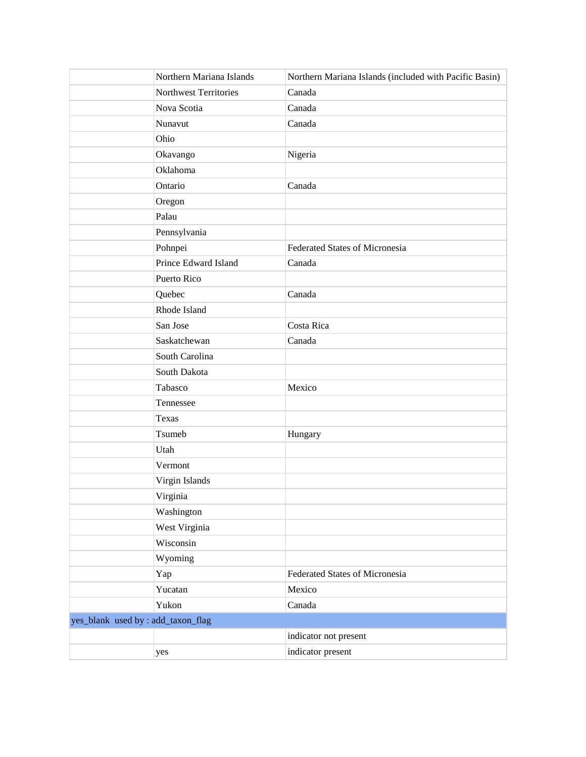| | | |
|---|---|---|
| | Northern Mariana Islands | Northern Mariana Islands (included with Pacific Basin) |
| | Northwest Territories | Canada |
| | Nova Scotia | Canada |
| | Nunavut | Canada |
| | Ohio | |
| | Okavango | Nigeria |
| | Oklahoma | |
| | Ontario | Canada |
| | Oregon | |
| | Palau | |
| | Pennsylvania | |
| | Pohnpei | Federated States of Micronesia |
| | Prince Edward Island | Canada |
| | Puerto Rico | |
| | Quebec | Canada |
| | Rhode Island | |
| | San Jose | Costa Rica |
| | Saskatchewan | Canada |
| | South Carolina | |
| | South Dakota | |
| | Tabasco | Mexico |
| | Tennessee | |
| | Texas | |
| | Tsumeb | Hungary |
| | Utah | |
| | Vermont | |
| | Virgin Islands | |
| | Virginia | |
| | Washington | |
| | West Virginia | |
| | Wisconsin | |
| | Wyoming | |
| | Yap | Federated States of Micronesia |
| | Yucatan | Mexico |
| | Yukon | Canada |
| yes_blank used by : add_taxon_flag | | |
| | | indicator not present |
| | yes | indicator present |